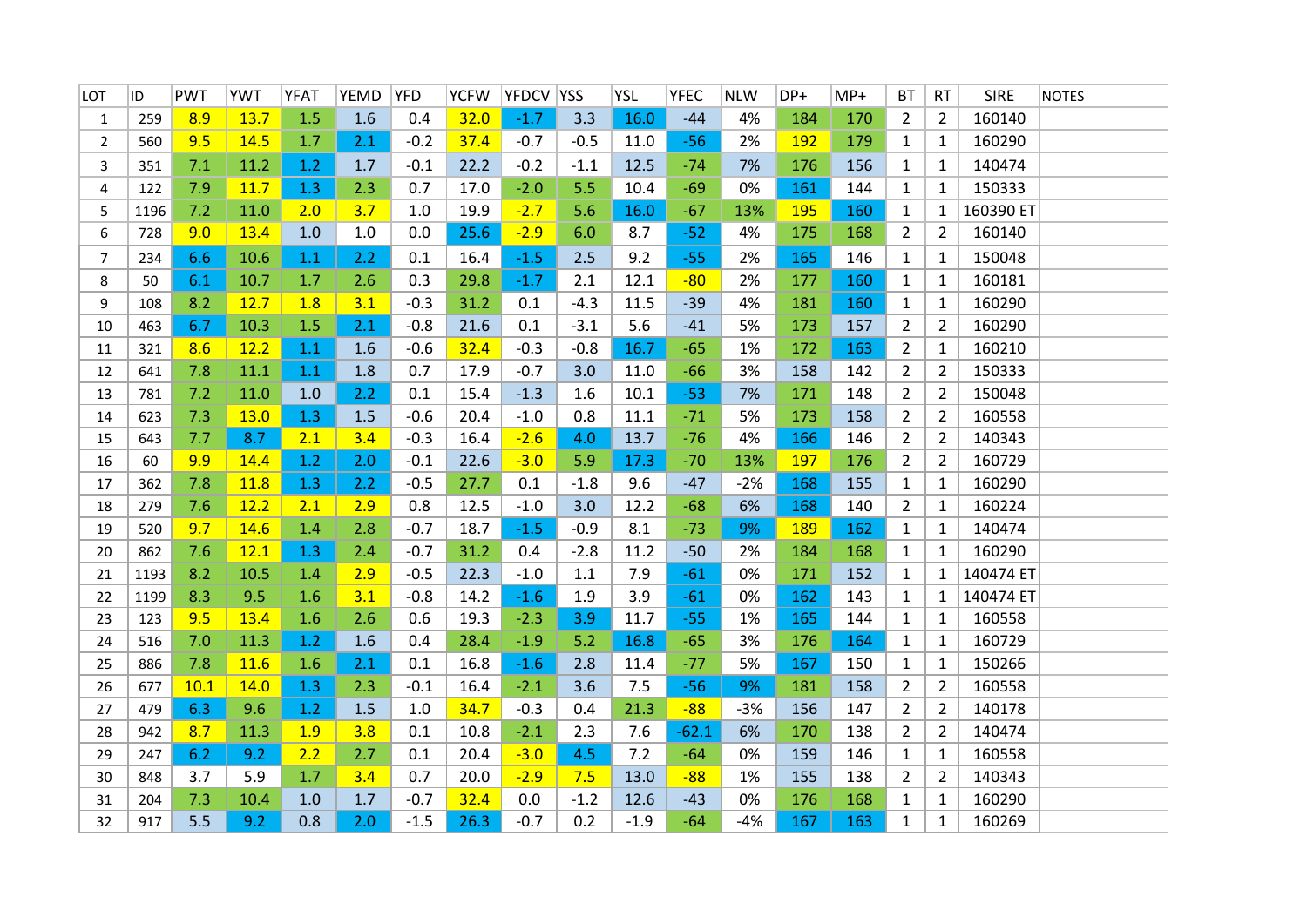| LOT | ID | PWT | YWT | YFAT | YEMD | YFD | YCFW | YFDCV | YSS | YSL | YFEC | NLW | DP+ | MP+ | BT | RT | SIRE | NOTES |
|---|---|---|---|---|---|---|---|---|---|---|---|---|---|---|---|---|---|---|
| 1 | 259 | 8.9 | 13.7 | 1.5 | 1.6 | 0.4 | 32.0 | -1.7 | 3.3 | 16.0 | -44 | 4% | 184 | 170 | 2 | 2 | 160140 | |
| 2 | 560 | 9.5 | 14.5 | 1.7 | 2.1 | -0.2 | 37.4 | -0.7 | -0.5 | 11.0 | -56 | 2% | 192 | 179 | 1 | 1 | 160290 | |
| 3 | 351 | 7.1 | 11.2 | 1.2 | 1.7 | -0.1 | 22.2 | -0.2 | -1.1 | 12.5 | -74 | 7% | 176 | 156 | 1 | 1 | 140474 | |
| 4 | 122 | 7.9 | 11.7 | 1.3 | 2.3 | 0.7 | 17.0 | -2.0 | 5.5 | 10.4 | -69 | 0% | 161 | 144 | 1 | 1 | 150333 | |
| 5 | 1196 | 7.2 | 11.0 | 2.0 | 3.7 | 1.0 | 19.9 | -2.7 | 5.6 | 16.0 | -67 | 13% | 195 | 160 | 1 | 1 | 160390 ET | |
| 6 | 728 | 9.0 | 13.4 | 1.0 | 1.0 | 0.0 | 25.6 | -2.9 | 6.0 | 8.7 | -52 | 4% | 175 | 168 | 2 | 2 | 160140 | |
| 7 | 234 | 6.6 | 10.6 | 1.1 | 2.2 | 0.1 | 16.4 | -1.5 | 2.5 | 9.2 | -55 | 2% | 165 | 146 | 1 | 1 | 150048 | |
| 8 | 50 | 6.1 | 10.7 | 1.7 | 2.6 | 0.3 | 29.8 | -1.7 | 2.1 | 12.1 | -80 | 2% | 177 | 160 | 1 | 1 | 160181 | |
| 9 | 108 | 8.2 | 12.7 | 1.8 | 3.1 | -0.3 | 31.2 | 0.1 | -4.3 | 11.5 | -39 | 4% | 181 | 160 | 1 | 1 | 160290 | |
| 10 | 463 | 6.7 | 10.3 | 1.5 | 2.1 | -0.8 | 21.6 | 0.1 | -3.1 | 5.6 | -41 | 5% | 173 | 157 | 2 | 2 | 160290 | |
| 11 | 321 | 8.6 | 12.2 | 1.1 | 1.6 | -0.6 | 32.4 | -0.3 | -0.8 | 16.7 | -65 | 1% | 172 | 163 | 2 | 1 | 160210 | |
| 12 | 641 | 7.8 | 11.1 | 1.1 | 1.8 | 0.7 | 17.9 | -0.7 | 3.0 | 11.0 | -66 | 3% | 158 | 142 | 2 | 2 | 150333 | |
| 13 | 781 | 7.2 | 11.0 | 1.0 | 2.2 | 0.1 | 15.4 | -1.3 | 1.6 | 10.1 | -53 | 7% | 171 | 148 | 2 | 2 | 150048 | |
| 14 | 623 | 7.3 | 13.0 | 1.3 | 1.5 | -0.6 | 20.4 | -1.0 | 0.8 | 11.1 | -71 | 5% | 173 | 158 | 2 | 2 | 160558 | |
| 15 | 643 | 7.7 | 8.7 | 2.1 | 3.4 | -0.3 | 16.4 | -2.6 | 4.0 | 13.7 | -76 | 4% | 166 | 146 | 2 | 2 | 140343 | |
| 16 | 60 | 9.9 | 14.4 | 1.2 | 2.0 | -0.1 | 22.6 | -3.0 | 5.9 | 17.3 | -70 | 13% | 197 | 176 | 2 | 2 | 160729 | |
| 17 | 362 | 7.8 | 11.8 | 1.3 | 2.2 | -0.5 | 27.7 | 0.1 | -1.8 | 9.6 | -47 | -2% | 168 | 155 | 1 | 1 | 160290 | |
| 18 | 279 | 7.6 | 12.2 | 2.1 | 2.9 | 0.8 | 12.5 | -1.0 | 3.0 | 12.2 | -68 | 6% | 168 | 140 | 2 | 1 | 160224 | |
| 19 | 520 | 9.7 | 14.6 | 1.4 | 2.8 | -0.7 | 18.7 | -1.5 | -0.9 | 8.1 | -73 | 9% | 189 | 162 | 1 | 1 | 140474 | |
| 20 | 862 | 7.6 | 12.1 | 1.3 | 2.4 | -0.7 | 31.2 | 0.4 | -2.8 | 11.2 | -50 | 2% | 184 | 168 | 1 | 1 | 160290 | |
| 21 | 1193 | 8.2 | 10.5 | 1.4 | 2.9 | -0.5 | 22.3 | -1.0 | 1.1 | 7.9 | -61 | 0% | 171 | 152 | 1 | 1 | 140474 ET | |
| 22 | 1199 | 8.3 | 9.5 | 1.6 | 3.1 | -0.8 | 14.2 | -1.6 | 1.9 | 3.9 | -61 | 0% | 162 | 143 | 1 | 1 | 140474 ET | |
| 23 | 123 | 9.5 | 13.4 | 1.6 | 2.6 | 0.6 | 19.3 | -2.3 | 3.9 | 11.7 | -55 | 1% | 165 | 144 | 1 | 1 | 160558 | |
| 24 | 516 | 7.0 | 11.3 | 1.2 | 1.6 | 0.4 | 28.4 | -1.9 | 5.2 | 16.8 | -65 | 3% | 176 | 164 | 1 | 1 | 160729 | |
| 25 | 886 | 7.8 | 11.6 | 1.6 | 2.1 | 0.1 | 16.8 | -1.6 | 2.8 | 11.4 | -77 | 5% | 167 | 150 | 1 | 1 | 150266 | |
| 26 | 677 | 10.1 | 14.0 | 1.3 | 2.3 | -0.1 | 16.4 | -2.1 | 3.6 | 7.5 | -56 | 9% | 181 | 158 | 2 | 2 | 160558 | |
| 27 | 479 | 6.3 | 9.6 | 1.2 | 1.5 | 1.0 | 34.7 | -0.3 | 0.4 | 21.3 | -88 | -3% | 156 | 147 | 2 | 2 | 140178 | |
| 28 | 942 | 8.7 | 11.3 | 1.9 | 3.8 | 0.1 | 10.8 | -2.1 | 2.3 | 7.6 | -62.1 | 6% | 170 | 138 | 2 | 2 | 140474 | |
| 29 | 247 | 6.2 | 9.2 | 2.2 | 2.7 | 0.1 | 20.4 | -3.0 | 4.5 | 7.2 | -64 | 0% | 159 | 146 | 1 | 1 | 160558 | |
| 30 | 848 | 3.7 | 5.9 | 1.7 | 3.4 | 0.7 | 20.0 | -2.9 | 7.5 | 13.0 | -88 | 1% | 155 | 138 | 2 | 2 | 140343 | |
| 31 | 204 | 7.3 | 10.4 | 1.0 | 1.7 | -0.7 | 32.4 | 0.0 | -1.2 | 12.6 | -43 | 0% | 176 | 168 | 1 | 1 | 160290 | |
| 32 | 917 | 5.5 | 9.2 | 0.8 | 2.0 | -1.5 | 26.3 | -0.7 | 0.2 | -1.9 | -64 | -4% | 167 | 163 | 1 | 1 | 160269 | |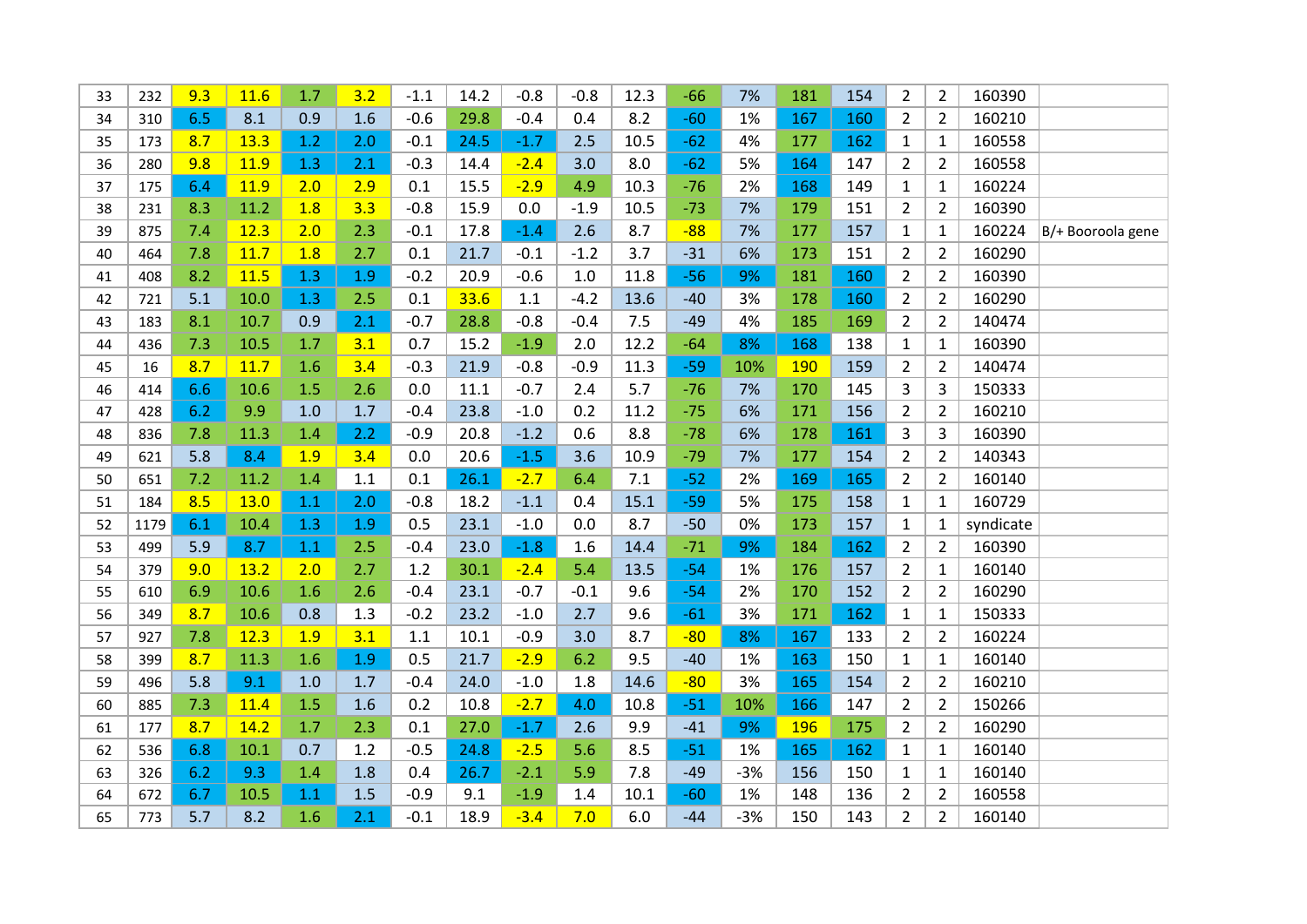| | | | | | | | | | | | | | | | | | | |
|---|---|---|---|---|---|---|---|---|---|---|---|---|---|---|---|---|---|---|
| 33 | 232 | 9.3 | 11.6 | 1.7 | 3.2 | -1.1 | 14.2 | -0.8 | -0.8 | 12.3 | -66 | 7% | 181 | 154 | 2 | 2 | 160390 | |
| 34 | 310 | 6.5 | 8.1 | 0.9 | 1.6 | -0.6 | 29.8 | -0.4 | 0.4 | 8.2 | -60 | 1% | 167 | 160 | 2 | 2 | 160210 | |
| 35 | 173 | 8.7 | 13.3 | 1.2 | 2.0 | -0.1 | 24.5 | -1.7 | 2.5 | 10.5 | -62 | 4% | 177 | 162 | 1 | 1 | 160558 | |
| 36 | 280 | 9.8 | 11.9 | 1.3 | 2.1 | -0.3 | 14.4 | -2.4 | 3.0 | 8.0 | -62 | 5% | 164 | 147 | 2 | 2 | 160558 | |
| 37 | 175 | 6.4 | 11.9 | 2.0 | 2.9 | 0.1 | 15.5 | -2.9 | 4.9 | 10.3 | -76 | 2% | 168 | 149 | 1 | 1 | 160224 | |
| 38 | 231 | 8.3 | 11.2 | 1.8 | 3.3 | -0.8 | 15.9 | 0.0 | -1.9 | 10.5 | -73 | 7% | 179 | 151 | 2 | 2 | 160390 | |
| 39 | 875 | 7.4 | 12.3 | 2.0 | 2.3 | -0.1 | 17.8 | -1.4 | 2.6 | 8.7 | -88 | 7% | 177 | 157 | 1 | 1 | 160224 | B/+ Booroola gene |
| 40 | 464 | 7.8 | 11.7 | 1.8 | 2.7 | 0.1 | 21.7 | -0.1 | -1.2 | 3.7 | -31 | 6% | 173 | 151 | 2 | 2 | 160290 | |
| 41 | 408 | 8.2 | 11.5 | 1.3 | 1.9 | -0.2 | 20.9 | -0.6 | 1.0 | 11.8 | -56 | 9% | 181 | 160 | 2 | 2 | 160390 | |
| 42 | 721 | 5.1 | 10.0 | 1.3 | 2.5 | 0.1 | 33.6 | 1.1 | -4.2 | 13.6 | -40 | 3% | 178 | 160 | 2 | 2 | 160290 | |
| 43 | 183 | 8.1 | 10.7 | 0.9 | 2.1 | -0.7 | 28.8 | -0.8 | -0.4 | 7.5 | -49 | 4% | 185 | 169 | 2 | 2 | 140474 | |
| 44 | 436 | 7.3 | 10.5 | 1.7 | 3.1 | 0.7 | 15.2 | -1.9 | 2.0 | 12.2 | -64 | 8% | 168 | 138 | 1 | 1 | 160390 | |
| 45 | 16 | 8.7 | 11.7 | 1.6 | 3.4 | -0.3 | 21.9 | -0.8 | -0.9 | 11.3 | -59 | 10% | 190 | 159 | 2 | 2 | 140474 | |
| 46 | 414 | 6.6 | 10.6 | 1.5 | 2.6 | 0.0 | 11.1 | -0.7 | 2.4 | 5.7 | -76 | 7% | 170 | 145 | 3 | 3 | 150333 | |
| 47 | 428 | 6.2 | 9.9 | 1.0 | 1.7 | -0.4 | 23.8 | -1.0 | 0.2 | 11.2 | -75 | 6% | 171 | 156 | 2 | 2 | 160210 | |
| 48 | 836 | 7.8 | 11.3 | 1.4 | 2.2 | -0.9 | 20.8 | -1.2 | 0.6 | 8.8 | -78 | 6% | 178 | 161 | 3 | 3 | 160390 | |
| 49 | 621 | 5.8 | 8.4 | 1.9 | 3.4 | 0.0 | 20.6 | -1.5 | 3.6 | 10.9 | -79 | 7% | 177 | 154 | 2 | 2 | 140343 | |
| 50 | 651 | 7.2 | 11.2 | 1.4 | 1.1 | 0.1 | 26.1 | -2.7 | 6.4 | 7.1 | -52 | 2% | 169 | 165 | 2 | 2 | 160140 | |
| 51 | 184 | 8.5 | 13.0 | 1.1 | 2.0 | -0.8 | 18.2 | -1.1 | 0.4 | 15.1 | -59 | 5% | 175 | 158 | 1 | 1 | 160729 | |
| 52 | 1179 | 6.1 | 10.4 | 1.3 | 1.9 | 0.5 | 23.1 | -1.0 | 0.0 | 8.7 | -50 | 0% | 173 | 157 | 1 | 1 | syndicate | |
| 53 | 499 | 5.9 | 8.7 | 1.1 | 2.5 | -0.4 | 23.0 | -1.8 | 1.6 | 14.4 | -71 | 9% | 184 | 162 | 2 | 2 | 160390 | |
| 54 | 379 | 9.0 | 13.2 | 2.0 | 2.7 | 1.2 | 30.1 | -2.4 | 5.4 | 13.5 | -54 | 1% | 176 | 157 | 2 | 1 | 160140 | |
| 55 | 610 | 6.9 | 10.6 | 1.6 | 2.6 | -0.4 | 23.1 | -0.7 | -0.1 | 9.6 | -54 | 2% | 170 | 152 | 2 | 2 | 160290 | |
| 56 | 349 | 8.7 | 10.6 | 0.8 | 1.3 | -0.2 | 23.2 | -1.0 | 2.7 | 9.6 | -61 | 3% | 171 | 162 | 1 | 1 | 150333 | |
| 57 | 927 | 7.8 | 12.3 | 1.9 | 3.1 | 1.1 | 10.1 | -0.9 | 3.0 | 8.7 | -80 | 8% | 167 | 133 | 2 | 2 | 160224 | |
| 58 | 399 | 8.7 | 11.3 | 1.6 | 1.9 | 0.5 | 21.7 | -2.9 | 6.2 | 9.5 | -40 | 1% | 163 | 150 | 1 | 1 | 160140 | |
| 59 | 496 | 5.8 | 9.1 | 1.0 | 1.7 | -0.4 | 24.0 | -1.0 | 1.8 | 14.6 | -80 | 3% | 165 | 154 | 2 | 2 | 160210 | |
| 60 | 885 | 7.3 | 11.4 | 1.5 | 1.6 | 0.2 | 10.8 | -2.7 | 4.0 | 10.8 | -51 | 10% | 166 | 147 | 2 | 2 | 150266 | |
| 61 | 177 | 8.7 | 14.2 | 1.7 | 2.3 | 0.1 | 27.0 | -1.7 | 2.6 | 9.9 | -41 | 9% | 196 | 175 | 2 | 2 | 160290 | |
| 62 | 536 | 6.8 | 10.1 | 0.7 | 1.2 | -0.5 | 24.8 | -2.5 | 5.6 | 8.5 | -51 | 1% | 165 | 162 | 1 | 1 | 160140 | |
| 63 | 326 | 6.2 | 9.3 | 1.4 | 1.8 | 0.4 | 26.7 | -2.1 | 5.9 | 7.8 | -49 | -3% | 156 | 150 | 1 | 1 | 160140 | |
| 64 | 672 | 6.7 | 10.5 | 1.1 | 1.5 | -0.9 | 9.1 | -1.9 | 1.4 | 10.1 | -60 | 1% | 148 | 136 | 2 | 2 | 160558 | |
| 65 | 773 | 5.7 | 8.2 | 1.6 | 2.1 | -0.1 | 18.9 | -3.4 | 7.0 | 6.0 | -44 | -3% | 150 | 143 | 2 | 2 | 160140 | |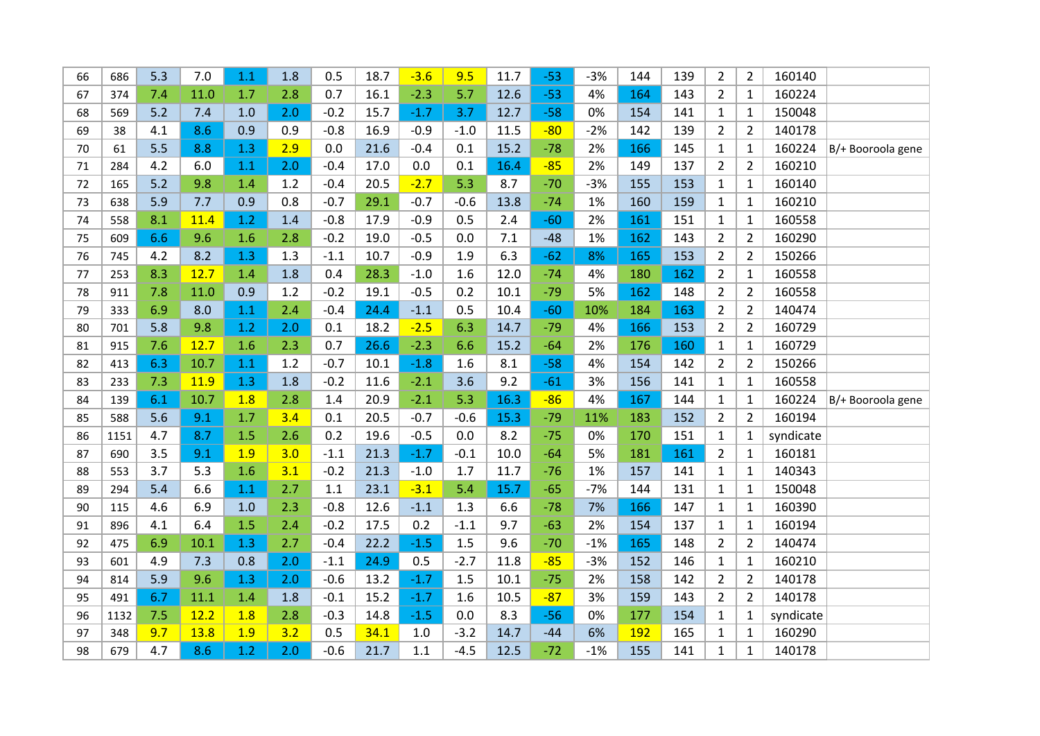|  |  |  |  |  |  |  |  |  |  |  |  |  |  |  |  |  |  |  |
|---|---|---|---|---|---|---|---|---|---|---|---|---|---|---|---|---|---|---|
| 66 | 686 | 5.3 | 7.0 | 1.1 | 1.8 | 0.5 | 18.7 | -3.6 | 9.5 | 11.7 | -53 | -3% | 144 | 139 | 2 | 2 | 160140 |  |
| 67 | 374 | 7.4 | 11.0 | 1.7 | 2.8 | 0.7 | 16.1 | -2.3 | 5.7 | 12.6 | -53 | 4% | 164 | 143 | 2 | 1 | 160224 |  |
| 68 | 569 | 5.2 | 7.4 | 1.0 | 2.0 | -0.2 | 15.7 | -1.7 | 3.7 | 12.7 | -58 | 0% | 154 | 141 | 1 | 1 | 150048 |  |
| 69 | 38 | 4.1 | 8.6 | 0.9 | 0.9 | -0.8 | 16.9 | -0.9 | -1.0 | 11.5 | -80 | -2% | 142 | 139 | 2 | 2 | 140178 |  |
| 70 | 61 | 5.5 | 8.8 | 1.3 | 2.9 | 0.0 | 21.6 | -0.4 | 0.1 | 15.2 | -78 | 2% | 166 | 145 | 1 | 1 | 160224 | B/+ Booroola gene |
| 71 | 284 | 4.2 | 6.0 | 1.1 | 2.0 | -0.4 | 17.0 | 0.0 | 0.1 | 16.4 | -85 | 2% | 149 | 137 | 2 | 2 | 160210 |  |
| 72 | 165 | 5.2 | 9.8 | 1.4 | 1.2 | -0.4 | 20.5 | -2.7 | 5.3 | 8.7 | -70 | -3% | 155 | 153 | 1 | 1 | 160140 |  |
| 73 | 638 | 5.9 | 7.7 | 0.9 | 0.8 | -0.7 | 29.1 | -0.7 | -0.6 | 13.8 | -74 | 1% | 160 | 159 | 1 | 1 | 160210 |  |
| 74 | 558 | 8.1 | 11.4 | 1.2 | 1.4 | -0.8 | 17.9 | -0.9 | 0.5 | 2.4 | -60 | 2% | 161 | 151 | 1 | 1 | 160558 |  |
| 75 | 609 | 6.6 | 9.6 | 1.6 | 2.8 | -0.2 | 19.0 | -0.5 | 0.0 | 7.1 | -48 | 1% | 162 | 143 | 2 | 2 | 160290 |  |
| 76 | 745 | 4.2 | 8.2 | 1.3 | 1.3 | -1.1 | 10.7 | -0.9 | 1.9 | 6.3 | -62 | 8% | 165 | 153 | 2 | 2 | 150266 |  |
| 77 | 253 | 8.3 | 12.7 | 1.4 | 1.8 | 0.4 | 28.3 | -1.0 | 1.6 | 12.0 | -74 | 4% | 180 | 162 | 2 | 1 | 160558 |  |
| 78 | 911 | 7.8 | 11.0 | 0.9 | 1.2 | -0.2 | 19.1 | -0.5 | 0.2 | 10.1 | -79 | 5% | 162 | 148 | 2 | 2 | 160558 |  |
| 79 | 333 | 6.9 | 8.0 | 1.1 | 2.4 | -0.4 | 24.4 | -1.1 | 0.5 | 10.4 | -60 | 10% | 184 | 163 | 2 | 2 | 140474 |  |
| 80 | 701 | 5.8 | 9.8 | 1.2 | 2.0 | 0.1 | 18.2 | -2.5 | 6.3 | 14.7 | -79 | 4% | 166 | 153 | 2 | 2 | 160729 |  |
| 81 | 915 | 7.6 | 12.7 | 1.6 | 2.3 | 0.7 | 26.6 | -2.3 | 6.6 | 15.2 | -64 | 2% | 176 | 160 | 1 | 1 | 160729 |  |
| 82 | 413 | 6.3 | 10.7 | 1.1 | 1.2 | -0.7 | 10.1 | -1.8 | 1.6 | 8.1 | -58 | 4% | 154 | 142 | 2 | 2 | 150266 |  |
| 83 | 233 | 7.3 | 11.9 | 1.3 | 1.8 | -0.2 | 11.6 | -2.1 | 3.6 | 9.2 | -61 | 3% | 156 | 141 | 1 | 1 | 160558 |  |
| 84 | 139 | 6.1 | 10.7 | 1.8 | 2.8 | 1.4 | 20.9 | -2.1 | 5.3 | 16.3 | -86 | 4% | 167 | 144 | 1 | 1 | 160224 | B/+ Booroola gene |
| 85 | 588 | 5.6 | 9.1 | 1.7 | 3.4 | 0.1 | 20.5 | -0.7 | -0.6 | 15.3 | -79 | 11% | 183 | 152 | 2 | 2 | 160194 |  |
| 86 | 1151 | 4.7 | 8.7 | 1.5 | 2.6 | 0.2 | 19.6 | -0.5 | 0.0 | 8.2 | -75 | 0% | 170 | 151 | 1 | 1 | syndicate |  |
| 87 | 690 | 3.5 | 9.1 | 1.9 | 3.0 | -1.1 | 21.3 | -1.7 | -0.1 | 10.0 | -64 | 5% | 181 | 161 | 2 | 1 | 160181 |  |
| 88 | 553 | 3.7 | 5.3 | 1.6 | 3.1 | -0.2 | 21.3 | -1.0 | 1.7 | 11.7 | -76 | 1% | 157 | 141 | 1 | 1 | 140343 |  |
| 89 | 294 | 5.4 | 6.6 | 1.1 | 2.7 | 1.1 | 23.1 | -3.1 | 5.4 | 15.7 | -65 | -7% | 144 | 131 | 1 | 1 | 150048 |  |
| 90 | 115 | 4.6 | 6.9 | 1.0 | 2.3 | -0.8 | 12.6 | -1.1 | 1.3 | 6.6 | -78 | 7% | 166 | 147 | 1 | 1 | 160390 |  |
| 91 | 896 | 4.1 | 6.4 | 1.5 | 2.4 | -0.2 | 17.5 | 0.2 | -1.1 | 9.7 | -63 | 2% | 154 | 137 | 1 | 1 | 160194 |  |
| 92 | 475 | 6.9 | 10.1 | 1.3 | 2.7 | -0.4 | 22.2 | -1.5 | 1.5 | 9.6 | -70 | -1% | 165 | 148 | 2 | 2 | 140474 |  |
| 93 | 601 | 4.9 | 7.3 | 0.8 | 2.0 | -1.1 | 24.9 | 0.5 | -2.7 | 11.8 | -85 | -3% | 152 | 146 | 1 | 1 | 160210 |  |
| 94 | 814 | 5.9 | 9.6 | 1.3 | 2.0 | -0.6 | 13.2 | -1.7 | 1.5 | 10.1 | -75 | 2% | 158 | 142 | 2 | 2 | 140178 |  |
| 95 | 491 | 6.7 | 11.1 | 1.4 | 1.8 | -0.1 | 15.2 | -1.7 | 1.6 | 10.5 | -87 | 3% | 159 | 143 | 2 | 2 | 140178 |  |
| 96 | 1132 | 7.5 | 12.2 | 1.8 | 2.8 | -0.3 | 14.8 | -1.5 | 0.0 | 8.3 | -56 | 0% | 177 | 154 | 1 | 1 | syndicate |  |
| 97 | 348 | 9.7 | 13.8 | 1.9 | 3.2 | 0.5 | 34.1 | 1.0 | -3.2 | 14.7 | -44 | 6% | 192 | 165 | 1 | 1 | 160290 |  |
| 98 | 679 | 4.7 | 8.6 | 1.2 | 2.0 | -0.6 | 21.7 | 1.1 | -4.5 | 12.5 | -72 | -1% | 155 | 141 | 1 | 1 | 140178 |  |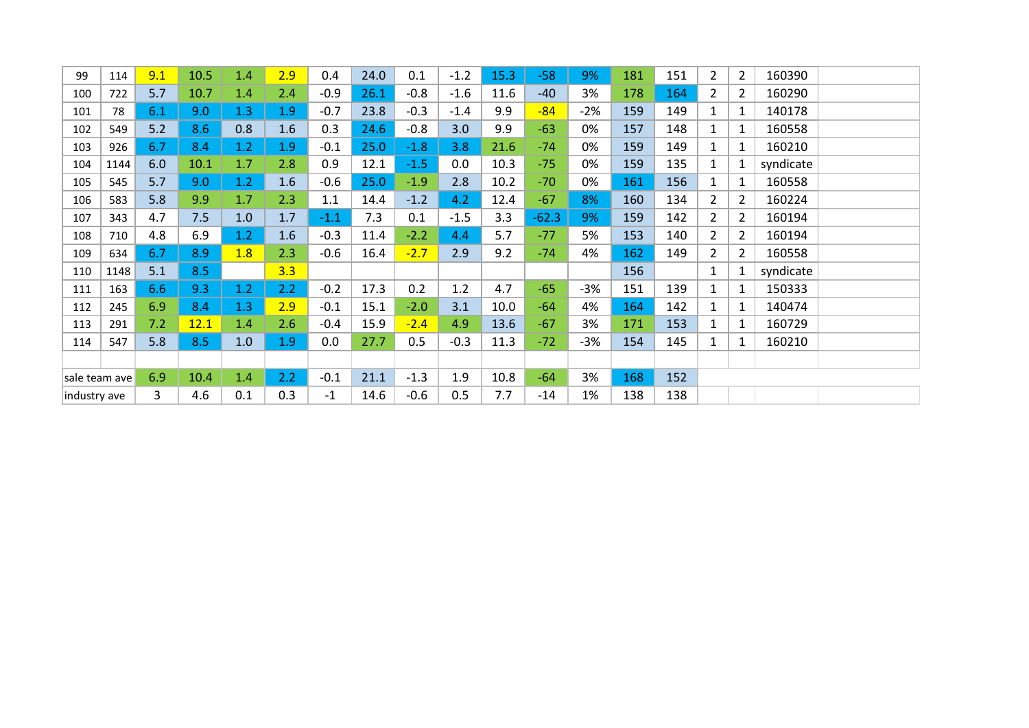| | | | | | | | | | | | | | | | | | | |
|---|---|---|---|---|---|---|---|---|---|---|---|---|---|---|---|---|---|---|
| 99 | 114 | 9.1 | 10.5 | 1.4 | 2.9 | 0.4 | 24.0 | 0.1 | -1.2 | 15.3 | -58 | 9% | 181 | 151 | 2 | 2 | 160390 | |
| 100 | 722 | 5.7 | 10.7 | 1.4 | 2.4 | -0.9 | 26.1 | -0.8 | -1.6 | 11.6 | -40 | 3% | 178 | 164 | 2 | 2 | 160290 | |
| 101 | 78 | 6.1 | 9.0 | 1.3 | 1.9 | -0.7 | 23.8 | -0.3 | -1.4 | 9.9 | -84 | -2% | 159 | 149 | 1 | 1 | 140178 | |
| 102 | 549 | 5.2 | 8.6 | 0.8 | 1.6 | 0.3 | 24.6 | -0.8 | 3.0 | 9.9 | -63 | 0% | 157 | 148 | 1 | 1 | 160558 | |
| 103 | 926 | 6.7 | 8.4 | 1.2 | 1.9 | -0.1 | 25.0 | -1.8 | 3.8 | 21.6 | -74 | 0% | 159 | 149 | 1 | 1 | 160210 | |
| 104 | 1144 | 6.0 | 10.1 | 1.7 | 2.8 | 0.9 | 12.1 | -1.5 | 0.0 | 10.3 | -75 | 0% | 159 | 135 | 1 | 1 | syndicate | |
| 105 | 545 | 5.7 | 9.0 | 1.2 | 1.6 | -0.6 | 25.0 | -1.9 | 2.8 | 10.2 | -70 | 0% | 161 | 156 | 1 | 1 | 160558 | |
| 106 | 583 | 5.8 | 9.9 | 1.7 | 2.3 | 1.1 | 14.4 | -1.2 | 4.2 | 12.4 | -67 | 8% | 160 | 134 | 2 | 2 | 160224 | |
| 107 | 343 | 4.7 | 7.5 | 1.0 | 1.7 | -1.1 | 7.3 | 0.1 | -1.5 | 3.3 | -62.3 | 9% | 159 | 142 | 2 | 2 | 160194 | |
| 108 | 710 | 4.8 | 6.9 | 1.2 | 1.6 | -0.3 | 11.4 | -2.2 | 4.4 | 5.7 | -77 | 5% | 153 | 140 | 2 | 2 | 160194 | |
| 109 | 634 | 6.7 | 8.9 | 1.8 | 2.3 | -0.6 | 16.4 | -2.7 | 2.9 | 9.2 | -74 | 4% | 162 | 149 | 2 | 2 | 160558 | |
| 110 | 1148 | 5.1 | 8.5 | | 3.3 | | | | | | | | 156 | | 1 | 1 | syndicate | |
| 111 | 163 | 6.6 | 9.3 | 1.2 | 2.2 | -0.2 | 17.3 | 0.2 | 1.2 | 4.7 | -65 | -3% | 151 | 139 | 1 | 1 | 150333 | |
| 112 | 245 | 6.9 | 8.4 | 1.3 | 2.9 | -0.1 | 15.1 | -2.0 | 3.1 | 10.0 | -64 | 4% | 164 | 142 | 1 | 1 | 140474 | |
| 113 | 291 | 7.2 | 12.1 | 1.4 | 2.6 | -0.4 | 15.9 | -2.4 | 4.9 | 13.6 | -67 | 3% | 171 | 153 | 1 | 1 | 160729 | |
| 114 | 547 | 5.8 | 8.5 | 1.0 | 1.9 | 0.0 | 27.7 | 0.5 | -0.3 | 11.3 | -72 | -3% | 154 | 145 | 1 | 1 | 160210 | |
| | | | | | | | | | | | | | | | | | | |
| sale team ave | | 6.9 | 10.4 | 1.4 | 2.2 | -0.1 | 21.1 | -1.3 | 1.9 | 10.8 | -64 | 3% | 168 | 152 | | | | |
| industry ave | | 3 | 4.6 | 0.1 | 0.3 | -1 | 14.6 | -0.6 | 0.5 | 7.7 | -14 | 1% | 138 | 138 | | | | |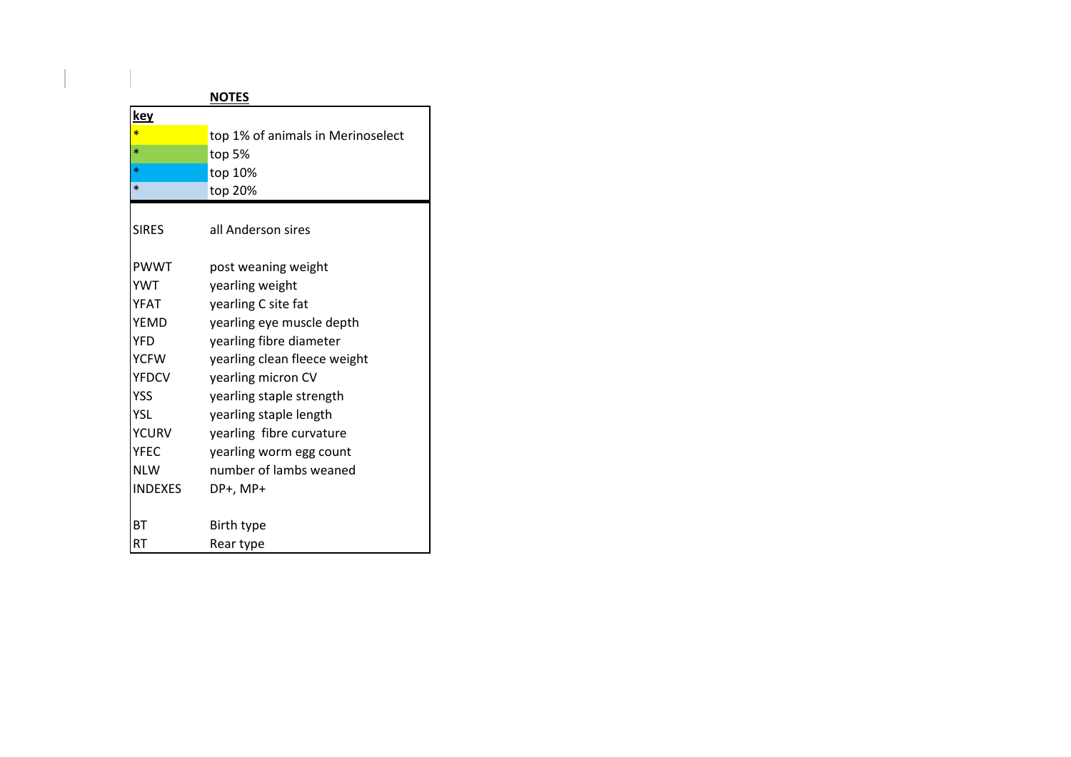**NOTES**

| | |
|---|---|
| **key** | |
| * | top 1% of animals in Merinoselect |
| * | top 5% |
| * | top 10% |
| * | top 20% |

| | |
|---|---|
| SIRES | all Anderson sires |
| | |
| PWWT | post weaning weight |
| YWT | yearling weight |
| YFAT | yearling C site fat |
| YEMD | yearling eye muscle depth |
| YFD | yearling fibre diameter |
| YCFW | yearling clean fleece weight |
| YFDCV | yearling micron CV |
| YSS | yearling staple strength |
| YSL | yearling staple length |
| YCURV | yearling fibre curvature |
| YFEC | yearling worm egg count |
| NLW | number of lambs weaned |
| INDEXES | DP+, MP+ |
| | |
| BT | Birth type |
| RT | Rear type |